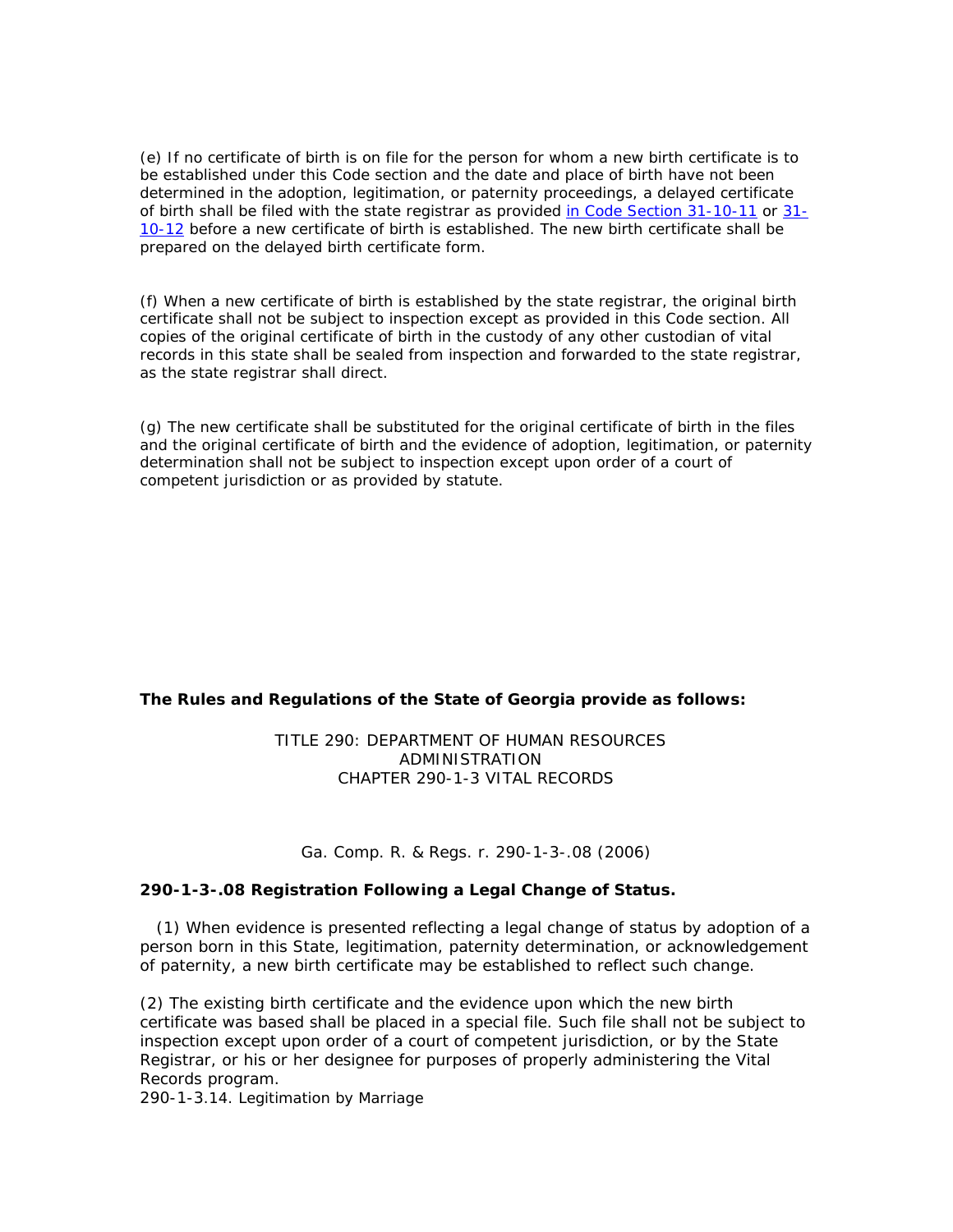(e) If no certificate of birth is on file for the person for whom a new birth certificate is to be established under this Code section and the date and place of birth have not been determined in the adoption, legitimation, or paternity proceedings, a delayed certificate of birth shall be filed with the state registrar as provided in Code Section 31-10-11 or 31-10-12 before a new certificate of birth is established. The new birth certificate shall be prepared on the delayed birth certificate form.

(f) When a new certificate of birth is established by the state registrar, the original birth certificate shall not be subject to inspection except as provided in this Code section. All copies of the original certificate of birth in the custody of any other custodian of vital records in this state shall be sealed from inspection and forwarded to the state registrar, as the state registrar shall direct.

(g) The new certificate shall be substituted for the original certificate of birth in the files and the original certificate of birth and the evidence of adoption, legitimation, or paternity determination shall not be subject to inspection except upon order of a court of competent jurisdiction or as provided by statute.

**The Rules and Regulations of the State of Georgia provide as follows:**

TITLE 290: DEPARTMENT OF HUMAN RESOURCES
ADMINISTRATION
CHAPTER 290-1-3 VITAL RECORDS

Ga. Comp. R. & Regs. r. 290-1-3-.08 (2006)

**290-1-3-.08 Registration Following a Legal Change of Status.**

(1) When evidence is presented reflecting a legal change of status by adoption of a person born in this State, legitimation, paternity determination, or acknowledgement of paternity, a new birth certificate may be established to reflect such change.

(2) The existing birth certificate and the evidence upon which the new birth certificate was based shall be placed in a special file. Such file shall not be subject to inspection except upon order of a court of competent jurisdiction, or by the State Registrar, or his or her designee for purposes of properly administering the Vital Records program.

290-1-3.14. Legitimation by Marriage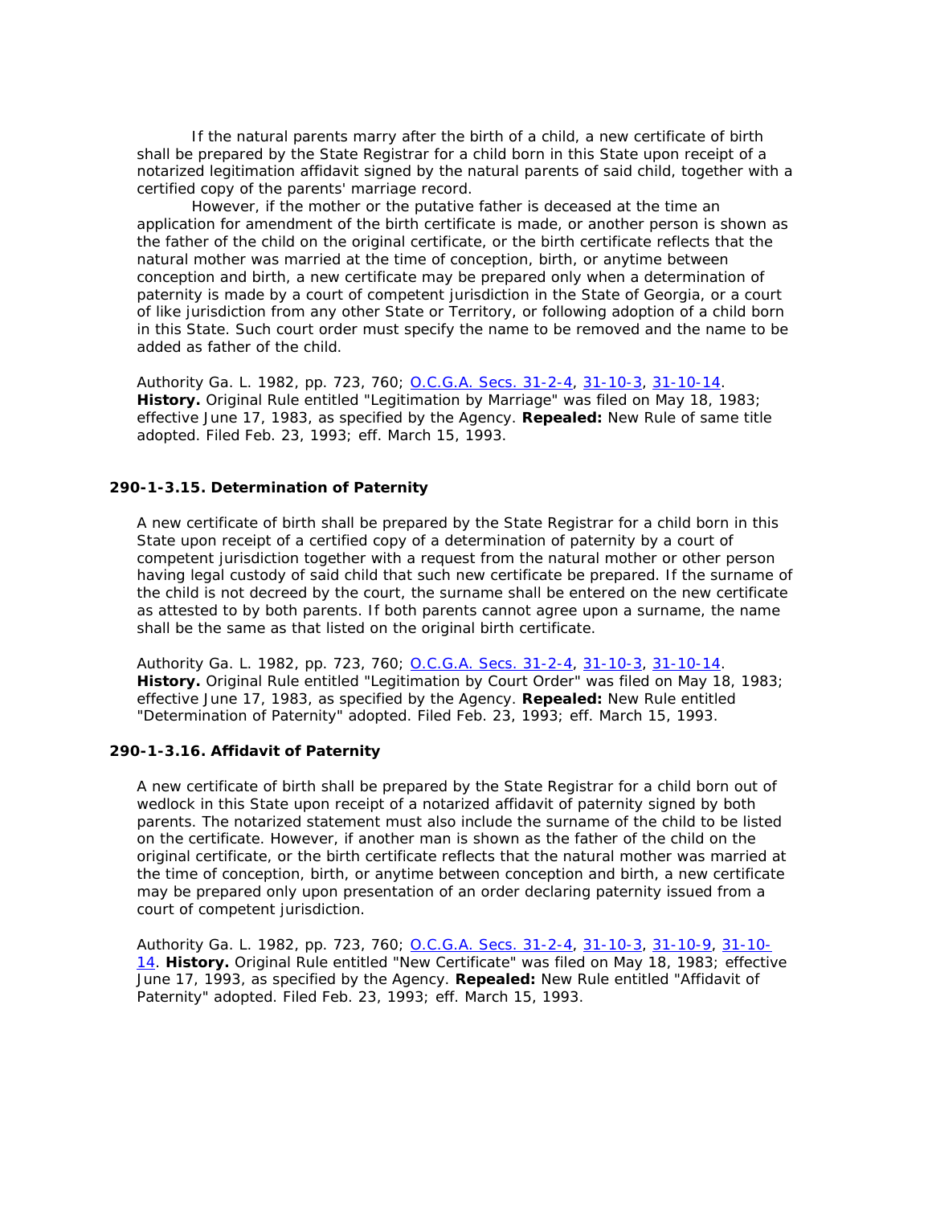If the natural parents marry after the birth of a child, a new certificate of birth shall be prepared by the State Registrar for a child born in this State upon receipt of a notarized legitimation affidavit signed by the natural parents of said child, together with a certified copy of the parents' marriage record.

However, if the mother or the putative father is deceased at the time an application for amendment of the birth certificate is made, or another person is shown as the father of the child on the original certificate, or the birth certificate reflects that the natural mother was married at the time of conception, birth, or anytime between conception and birth, a new certificate may be prepared only when a determination of paternity is made by a court of competent jurisdiction in the State of Georgia, or a court of like jurisdiction from any other State or Territory, or following adoption of a child born in this State. Such court order must specify the name to be removed and the name to be added as father of the child.

Authority Ga. L. 1982, pp. 723, 760; O.C.G.A. Secs. 31-2-4, 31-10-3, 31-10-14. **History.** Original Rule entitled "Legitimation by Marriage" was filed on May 18, 1983; effective June 17, 1983, as specified by the Agency. **Repealed:** New Rule of same title adopted. Filed Feb. 23, 1993; eff. March 15, 1993.

### 290-1-3.15. Determination of Paternity

A new certificate of birth shall be prepared by the State Registrar for a child born in this State upon receipt of a certified copy of a determination of paternity by a court of competent jurisdiction together with a request from the natural mother or other person having legal custody of said child that such new certificate be prepared. If the surname of the child is not decreed by the court, the surname shall be entered on the new certificate as attested to by both parents. If both parents cannot agree upon a surname, the name shall be the same as that listed on the original birth certificate.

Authority Ga. L. 1982, pp. 723, 760; O.C.G.A. Secs. 31-2-4, 31-10-3, 31-10-14. **History.** Original Rule entitled "Legitimation by Court Order" was filed on May 18, 1983; effective June 17, 1983, as specified by the Agency. **Repealed:** New Rule entitled "Determination of Paternity" adopted. Filed Feb. 23, 1993; eff. March 15, 1993.

### 290-1-3.16. Affidavit of Paternity

A new certificate of birth shall be prepared by the State Registrar for a child born out of wedlock in this State upon receipt of a notarized affidavit of paternity signed by both parents. The notarized statement must also include the surname of the child to be listed on the certificate. However, if another man is shown as the father of the child on the original certificate, or the birth certificate reflects that the natural mother was married at the time of conception, birth, or anytime between conception and birth, a new certificate may be prepared only upon presentation of an order declaring paternity issued from a court of competent jurisdiction.

Authority Ga. L. 1982, pp. 723, 760; O.C.G.A. Secs. 31-2-4, 31-10-3, 31-10-9, 31-10-14. **History.** Original Rule entitled "New Certificate" was filed on May 18, 1983; effective June 17, 1993, as specified by the Agency. **Repealed:** New Rule entitled "Affidavit of Paternity" adopted. Filed Feb. 23, 1993; eff. March 15, 1993.